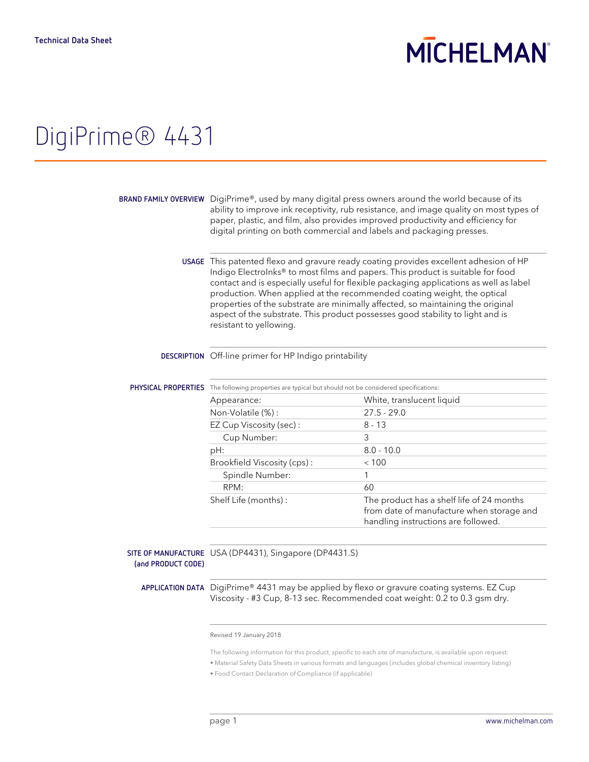Technical Data Sheet

MICHELMAN

# DigiPrime® 4431

**BRAND FAMILY OVERVIEW** DigiPrime®, used by many digital press owners around the world because of its ability to improve ink receptivity, rub resistance, and image quality on most types of paper, plastic, and film, also provides improved productivity and efficiency for digital printing on both commercial and labels and packaging presses.

**USAGE** This patented flexo and gravure ready coating provides excellent adhesion of HP Indigo ElectroInks® to most films and papers. This product is suitable for food contact and is especially useful for flexible packaging applications as well as label production. When applied at the recommended coating weight, the optical properties of the substrate are minimally affected, so maintaining the original aspect of the substrate. This product possesses good stability to light and is resistant to yellowing.

**DESCRIPTION** Off-line primer for HP Indigo printability

**PHYSICAL PROPERTIES** The following properties are typical but should not be considered specifications:

| Property | Value |
|---|---|
| Appearance: | White, translucent liquid |
| Non-Volatile (%) : | 27.5 - 29.0 |
| EZ Cup Viscosity (sec) : | 8 - 13 |
| Cup Number: | 3 |
| pH: | 8.0 - 10.0 |
| Brookfield Viscosity (cps) : | < 100 |
| Spindle Number: | 1 |
| RPM: | 60 |
| Shelf Life (months) : | The product has a shelf life of 24 months from date of manufacture when storage and handling instructions are followed. |

**SITE OF MANUFACTURE (and PRODUCT CODE)** USA (DP4431), Singapore (DP4431.S)

**APPLICATION DATA** DigiPrime® 4431 may be applied by flexo or gravure coating systems. EZ Cup Viscosity - #3 Cup, 8-13 sec. Recommended coat weight: 0.2 to 0.3 gsm dry.

Revised 19 January 2018

The following information for this product, specific to each site of manufacture, is available upon request:

- Material Safety Data Sheets in various formats and languages (includes global chemical inventory listing)
- Food Contact Declaration of Compliance (if applicable)

www.michelman.com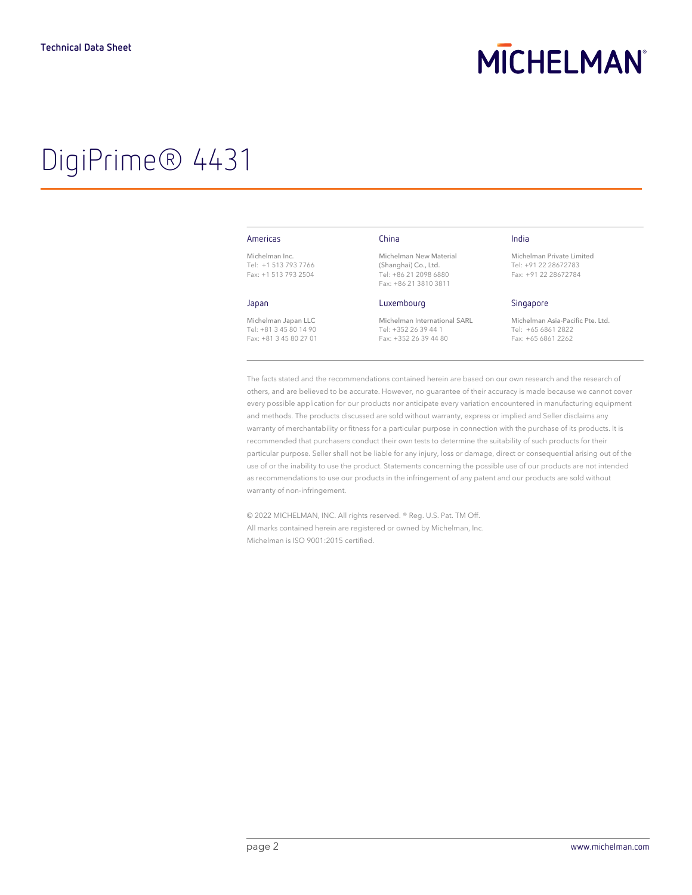# DigiPrime® 4431

### Americas

Michelman Inc.
Tel: +1 513 793 7766
Fax: +1 513 793 2504

### China

Michelman New Material (Shanghai) Co., Ltd.
Tel: +86 21 2098 6880
Fax: +86 21 3810 3811

### India

Michelman Private Limited
Tel: +91 22 28672783
Fax: +91 22 28672784

### Japan

Michelman Japan LLC
Tel: +81 3 45 80 14 90
Fax: +81 3 45 80 27 01

### Luxembourg

Michelman International SARL
Tel: +352 26 39 44 1
Fax: +352 26 39 44 80

### Singapore

Michelman Asia-Pacific Pte. Ltd.
Tel: +65 6861 2822
Fax: +65 6861 2262

The facts stated and the recommendations contained herein are based on our own research and the research of others, and are believed to be accurate. However, no guarantee of their accuracy is made because we cannot cover every possible application for our products nor anticipate every variation encountered in manufacturing equipment and methods. The products discussed are sold without warranty, express or implied and Seller disclaims any warranty of merchantability or fitness for a particular purpose in connection with the purchase of its products. It is recommended that purchasers conduct their own tests to determine the suitability of such products for their particular purpose. Seller shall not be liable for any injury, loss or damage, direct or consequential arising out of the use of or the inability to use the product. Statements concerning the possible use of our products are not intended as recommendations to use our products in the infringement of any patent and our products are sold without warranty of non-infringement.

© 2022 MICHELMAN, INC. All rights reserved. ® Reg. U.S. Pat. TM Off.
All marks contained herein are registered or owned by Michelman, Inc.
Michelman is ISO 9001:2015 certified.